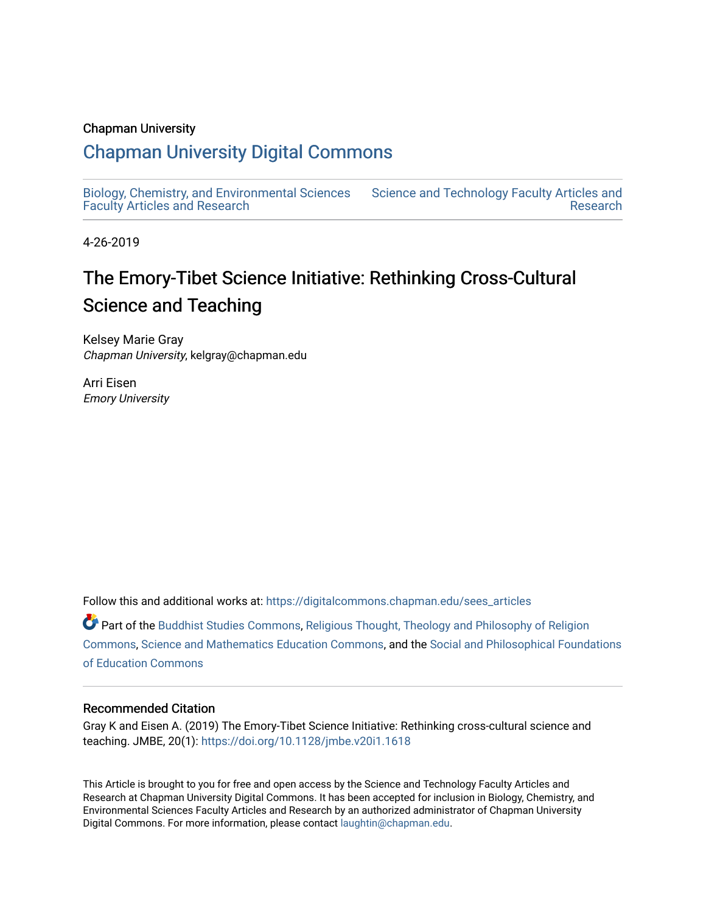Chapman University

## Chapman University Digital Commons

Biology, Chemistry, and Environmental Sciences Faculty Articles and Research

Science and Technology Faculty Articles and Research

4-26-2019

# The Emory-Tibet Science Initiative: Rethinking Cross-Cultural Science and Teaching

Kelsey Marie Gray
*Chapman University*, kelgray@chapman.edu

Arri Eisen
*Emory University*

Follow this and additional works at: https://digitalcommons.chapman.edu/sees_articles

Part of the Buddhist Studies Commons, Religious Thought, Theology and Philosophy of Religion Commons, Science and Mathematics Education Commons, and the Social and Philosophical Foundations of Education Commons

### Recommended Citation

Gray K and Eisen A. (2019) The Emory-Tibet Science Initiative: Rethinking cross-cultural science and teaching. JMBE, 20(1): https://doi.org/10.1128/jmbe.v20i1.1618

This Article is brought to you for free and open access by the Science and Technology Faculty Articles and Research at Chapman University Digital Commons. It has been accepted for inclusion in Biology, Chemistry, and Environmental Sciences Faculty Articles and Research by an authorized administrator of Chapman University Digital Commons. For more information, please contact laughtin@chapman.edu.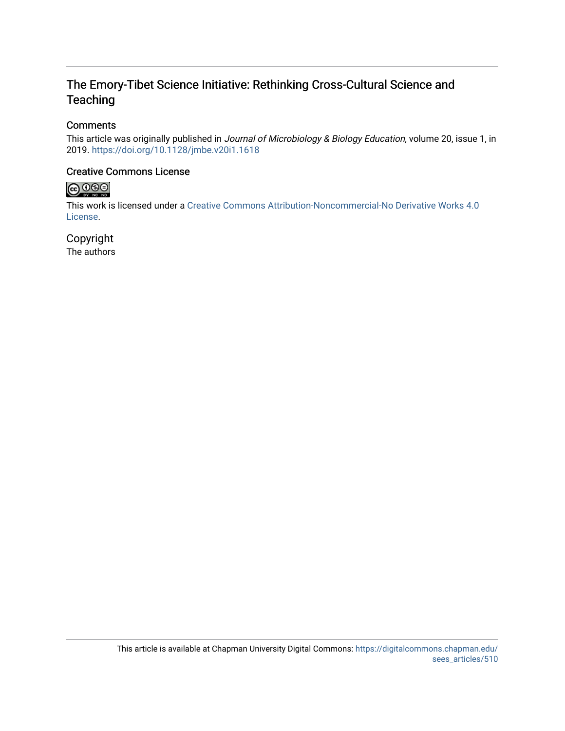# The Emory-Tibet Science Initiative: Rethinking Cross-Cultural Science and Teaching

## Comments

This article was originally published in *Journal of Microbiology & Biology Education*, volume 20, issue 1, in 2019. https://doi.org/10.1128/jmbe.v20i1.1618

## Creative Commons License

This work is licensed under a Creative Commons Attribution-Noncommercial-No Derivative Works 4.0 License.

## Copyright

The authors

This article is available at Chapman University Digital Commons: https://digitalcommons.chapman.edu/sees_articles/510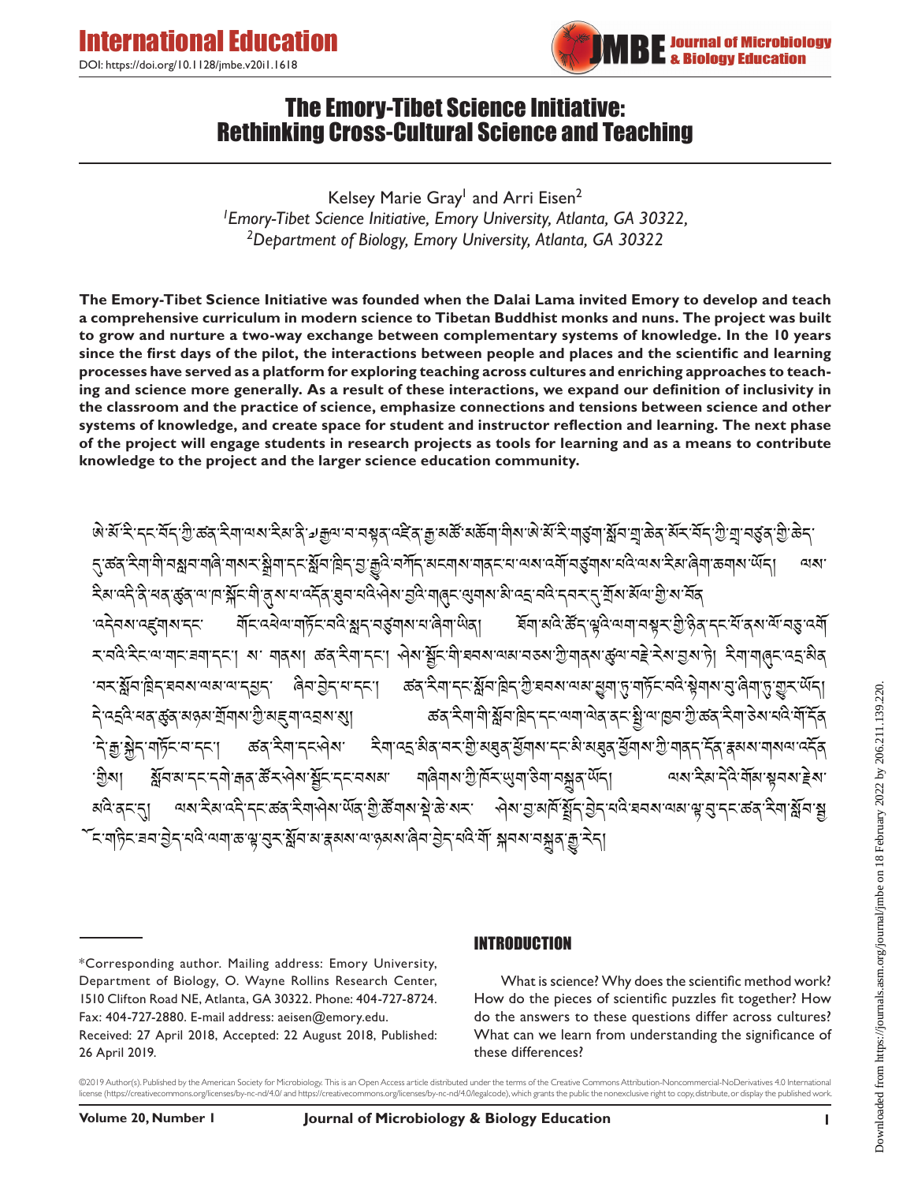# The Emory-Tibet Science Initiative: Rethinking Cross-Cultural Science and Teaching

Kelsey Marie Gray[1] and Arri Eisen[2]

*[1]Emory-Tibet Science Initiative, Emory University, Atlanta, GA 30322,*
*[2]Department of Biology, Emory University, Atlanta, GA 30322*

**The Emory-Tibet Science Initiative was founded when the Dalai Lama invited Emory to develop and teach a comprehensive curriculum in modern science to Tibetan Buddhist monks and nuns. The project was built to grow and nurture a two-way exchange between complementary systems of knowledge. In the 10 years since the first days of the pilot, the interactions between people and places and the scientific and learning processes have served as a platform for exploring teaching across cultures and enriching approaches to teaching and science more generally. As a result of these interactions, we expand our definition of inclusivity in the classroom and the practice of science, emphasize connections and tensions between science and other systems of knowledge, and create space for student and instructor reflection and learning. The next phase of the project will engage students in research projects as tools for learning and as a means to contribute knowledge to the project and the larger science education community.**

ཨེ་མོ་རི་དང་བོད་ཀྱི་ཚན་རིག་ལས་རིམ་ནི་༸རྒྱལ་བ་བསྟན་འཛིན་རྒྱ་མཚོ་མཆོག་གིས་ཨེ་མོ་རི་གཙུག་ལག་སློབ་གྲྭ་ཆེན་མོར་བོད་ཀྱི་གྲྭ་བཙུན་གྱི་ཆེད་དུ་ཚན་རིག་གི་བསླབ་གཞི་གསར་སྒྲིག་དང་སློབ་ཁྲིད་བྱ་རྒྱུའི་བཀོད་མངགས་གནང་བ་ལས་འགོ་བཙུགས་པའི་ལས་རིམ་ཞིག་ཆགས་ཡོད། ལས་རིམ་འདི་ནི་ཕན་ཚུན་ལ་ཁ་སྐོང་གི་ནུས་པ་འདོན་ཐུབ་པའི་ཤེས་བྱའི་གཞུང་ལུགས་མི་འདྲ་བའི་དབར་དུ་གྲོས་མོལ་གྱི་སོ་སོར་འདྲེན་འཛུགས་དང་ གོང་འཕེལ་གཏོང་བའི་སྐད་བཙུགས་པ་ཞིག་ཡིན། ཐོག་མའི་ཚོད་ལྟའི་ལག་བསྟར་གྱི་ཉིན་དང་པོ་ནས་ལོ་བཅུ་འགོར་བའི་རིང་ལ་གང་ཟག་དང་། ས་གནས། ཚན་རིག་དང་། ཤེས་སྦྱོང་གི་ཐབས་ལམ་བཅས་ཀྱི་གནས་ཚུལ་བརྗེ་རེས་བྱས་ཏེ། རིག་གཞུང་འདྲ་མིན་པར་སློབ་ཁྲིད་ཐབས་ལམ་ལ་དཔྱད་ཞིབ་བྱེད་པ་དང་། ཚན་རིག་དང་སློབ་ཁྲིད་ཀྱི་ཐབས་ལམ་ཕྱུག་ཏུ་གཏོང་བའི་སྟེགས་བུ་ཞིག་ཏུ་གྱུར་ཡོད། དེ་འདྲའི་ཕན་ཚུན་མཉམ་འབྲེལ་གྱི་མཇུག་འབྲས་སུ། ཚན་རིག་གི་སློབ་ཁྲིད་དང་ལག་ལེན་ནང་སྒྲིལ་ཁྱབ་ཀྱི་ཚན་རིག་ཅེས་པའི་གོ་དོན་འདི་རྒྱ་སྐྱེད་གཏོང་བ་དང་། ཚན་རིག་དང་ཤེས་རིག་འདྲ་མིན་བར་གྱི་མཐུན་ཕྱོགས་དང་མི་མཐུན་ཕྱོགས་ཀྱི་གནད་དོན་རྣམས་གསལ་འདོན་བྱས། སློབ་མ་དང་དགེ་རྒན་ཚོར་ཞེས་སྦྱོང་དང་བསམ་གཞིགས་ཀྱི་གོ་སྐབས་ཡུག་ཅིག་བསྐྲུན་ཡོད། ལས་རིམ་དེའི་གོམ་སྟབས་རྗེས་མའི་ནང་དུ། ལས་རིམ་འདི་དང་ཚན་རིག་ཤེས་ཡོན་གྱི་ཚོགས་སྡེ་ཆེ་བར་ ཤེས་བྱ་མཐོ་སྤོད་བྱེད་པའི་ཐབས་ལམ་ལྟ་བུ་དང་ཚན་རིག་སློབ་སྦྱོང་གཏོང་ཐབ་བྱེད་པའི་ལག་ཆ་ལྟ་བུར་སློབ་མ་རྣམས་ལ་ཞམས་ཞིབ་བྱེད་པའི་གོ་སྐབས་བསྐྲུན་རྒྱུ་རེད།

## INTRODUCTION

What is science? Why does the scientific method work? How do the pieces of scientific puzzles fit together? How do the answers to these questions differ across cultures? What can we learn from understanding the significance of these differences?

\*Corresponding author. Mailing address: Emory University, Department of Biology, O. Wayne Rollins Research Center, 1510 Clifton Road NE, Atlanta, GA 30322. Phone: 404-727-8724. Fax: 404-727-2880. E-mail address: aeisen@emory.edu.
Received: 27 April 2018, Accepted: 22 August 2018, Published: 26 April 2019.

©2019 Author(s). Published by the American Society for Microbiology. This is an Open Access article distributed under the terms of the Creative Commons Attribution-Noncommercial-NoDerivatives 4.0 International license (https://creativecommons.org/licenses/by-nc-nd/4.0/ and https://creativecommons.org/licenses/by-nc-nd/4.0/legalcode), which grants the public the nonexclusive right to copy, distribute, or display the published work.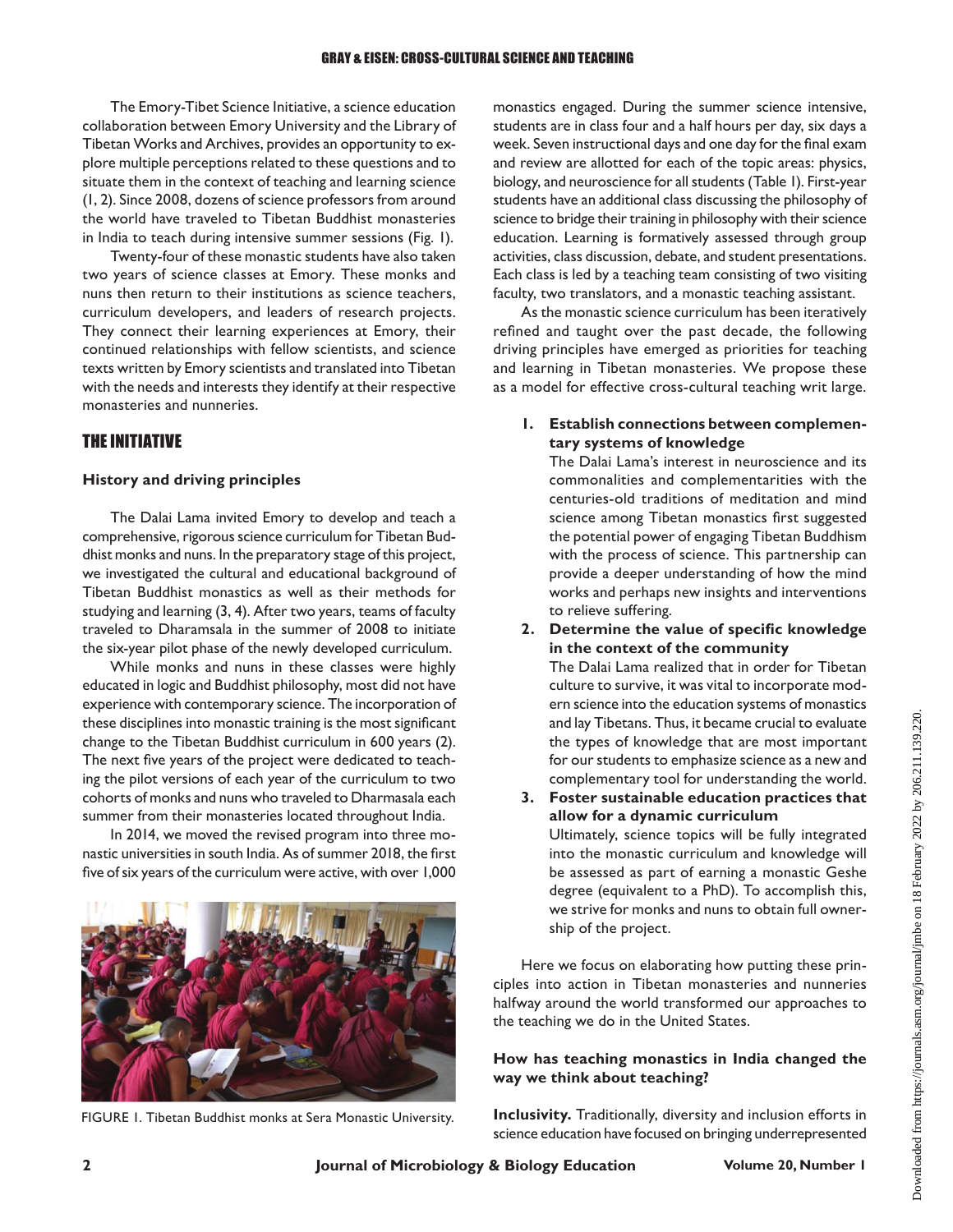The Emory-Tibet Science Initiative, a science education collaboration between Emory University and the Library of Tibetan Works and Archives, provides an opportunity to explore multiple perceptions related to these questions and to situate them in the context of teaching and learning science (1, 2). Since 2008, dozens of science professors from around the world have traveled to Tibetan Buddhist monasteries in India to teach during intensive summer sessions (Fig. 1).

Twenty-four of these monastic students have also taken two years of science classes at Emory. These monks and nuns then return to their institutions as science teachers, curriculum developers, and leaders of research projects. They connect their learning experiences at Emory, their continued relationships with fellow scientists, and science texts written by Emory scientists and translated into Tibetan with the needs and interests they identify at their respective monasteries and nunneries.

## THE INITIATIVE

### History and driving principles

The Dalai Lama invited Emory to develop and teach a comprehensive, rigorous science curriculum for Tibetan Buddhist monks and nuns. In the preparatory stage of this project, we investigated the cultural and educational background of Tibetan Buddhist monastics as well as their methods for studying and learning (3, 4). After two years, teams of faculty traveled to Dharamsala in the summer of 2008 to initiate the six-year pilot phase of the newly developed curriculum.

While monks and nuns in these classes were highly educated in logic and Buddhist philosophy, most did not have experience with contemporary science. The incorporation of these disciplines into monastic training is the most significant change to the Tibetan Buddhist curriculum in 600 years (2). The next five years of the project were dedicated to teaching the pilot versions of each year of the curriculum to two cohorts of monks and nuns who traveled to Dharmasala each summer from their monasteries located throughout India.

In 2014, we moved the revised program into three monastic universities in south India. As of summer 2018, the first five of six years of the curriculum were active, with over 1,000 monastics engaged. During the summer science intensive, students are in class four and a half hours per day, six days a week. Seven instructional days and one day for the final exam and review are allotted for each of the topic areas: physics, biology, and neuroscience for all students (Table 1). First-year students have an additional class discussing the philosophy of science to bridge their training in philosophy with their science education. Learning is formatively assessed through group activities, class discussion, debate, and student presentations. Each class is led by a teaching team consisting of two visiting faculty, two translators, and a monastic teaching assistant.

FIGURE 1. Tibetan Buddhist monks at Sera Monastic University.

As the monastic science curriculum has been iteratively refined and taught over the past decade, the following driving principles have emerged as priorities for teaching and learning in Tibetan monasteries. We propose these as a model for effective cross-cultural teaching writ large.

1. **Establish connections between complementary systems of knowledge**
   The Dalai Lama's interest in neuroscience and its commonalities and complementarities with the centuries-old traditions of meditation and mind science among Tibetan monastics first suggested the potential power of engaging Tibetan Buddhism with the process of science. This partnership can provide a deeper understanding of how the mind works and perhaps new insights and interventions to relieve suffering.
2. **Determine the value of specific knowledge in the context of the community**
   The Dalai Lama realized that in order for Tibetan culture to survive, it was vital to incorporate modern science into the education systems of monastics and lay Tibetans. Thus, it became crucial to evaluate the types of knowledge that are most important for our students to emphasize science as a new and complementary tool for understanding the world.
3. **Foster sustainable education practices that allow for a dynamic curriculum**
   Ultimately, science topics will be fully integrated into the monastic curriculum and knowledge will be assessed as part of earning a monastic Geshe degree (equivalent to a PhD). To accomplish this, we strive for monks and nuns to obtain full ownership of the project.

Here we focus on elaborating how putting these principles into action in Tibetan monasteries and nunneries halfway around the world transformed our approaches to the teaching we do in the United States.

### How has teaching monastics in India changed the way we think about teaching?

**Inclusivity.** Traditionally, diversity and inclusion efforts in science education have focused on bringing underrepresented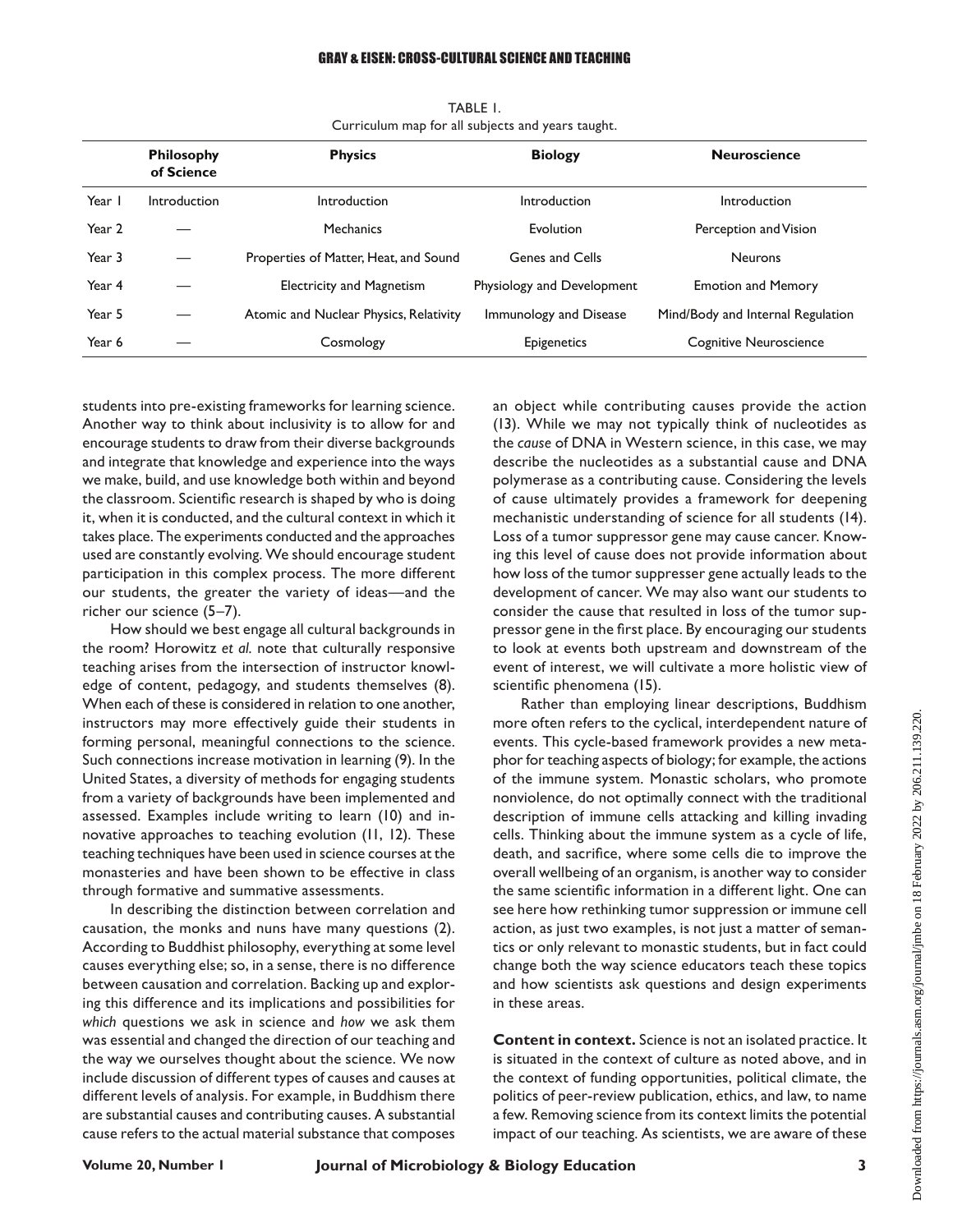TABLE 1.
Curriculum map for all subjects and years taught.

| | Philosophy of Science | Physics | Biology | Neuroscience |
|---|---|---|---|---|
| Year 1 | Introduction | Introduction | Introduction | Introduction |
| Year 2 | — | Mechanics | Evolution | Perception and Vision |
| Year 3 | — | Properties of Matter, Heat, and Sound | Genes and Cells | Neurons |
| Year 4 | — | Electricity and Magnetism | Physiology and Development | Emotion and Memory |
| Year 5 | — | Atomic and Nuclear Physics, Relativity | Immunology and Disease | Mind/Body and Internal Regulation |
| Year 6 | — | Cosmology | Epigenetics | Cognitive Neuroscience |

students into pre-existing frameworks for learning science. Another way to think about inclusivity is to allow for and encourage students to draw from their diverse backgrounds and integrate that knowledge and experience into the ways we make, build, and use knowledge both within and beyond the classroom. Scientific research is shaped by who is doing it, when it is conducted, and the cultural context in which it takes place. The experiments conducted and the approaches used are constantly evolving. We should encourage student participation in this complex process. The more different our students, the greater the variety of ideas—and the richer our science (5–7).

How should we best engage all cultural backgrounds in the room? Horowitz *et al.* note that culturally responsive teaching arises from the intersection of instructor knowledge of content, pedagogy, and students themselves (8). When each of these is considered in relation to one another, instructors may more effectively guide their students in forming personal, meaningful connections to the science. Such connections increase motivation in learning (9). In the United States, a diversity of methods for engaging students from a variety of backgrounds have been implemented and assessed. Examples include writing to learn (10) and innovative approaches to teaching evolution (11, 12). These teaching techniques have been used in science courses at the monasteries and have been shown to be effective in class through formative and summative assessments.

In describing the distinction between correlation and causation, the monks and nuns have many questions (2). According to Buddhist philosophy, everything at some level causes everything else; so, in a sense, there is no difference between causation and correlation. Backing up and exploring this difference and its implications and possibilities for *which* questions we ask in science and *how* we ask them was essential and changed the direction of our teaching and the way we ourselves thought about the science. We now include discussion of different types of causes and causes at different levels of analysis. For example, in Buddhism there are substantial causes and contributing causes. A substantial cause refers to the actual material substance that composes an object while contributing causes provide the action (13). While we may not typically think of nucleotides as the *cause* of DNA in Western science, in this case, we may describe the nucleotides as a substantial cause and DNA polymerase as a contributing cause. Considering the levels of cause ultimately provides a framework for deepening mechanistic understanding of science for all students (14). Loss of a tumor suppressor gene may cause cancer. Knowing this level of cause does not provide information about how loss of the tumor suppresser gene actually leads to the development of cancer. We may also want our students to consider the cause that resulted in loss of the tumor suppressor gene in the first place. By encouraging our students to look at events both upstream and downstream of the event of interest, we will cultivate a more holistic view of scientific phenomena (15).

Rather than employing linear descriptions, Buddhism more often refers to the cyclical, interdependent nature of events. This cycle-based framework provides a new metaphor for teaching aspects of biology; for example, the actions of the immune system. Monastic scholars, who promote nonviolence, do not optimally connect with the traditional description of immune cells attacking and killing invading cells. Thinking about the immune system as a cycle of life, death, and sacrifice, where some cells die to improve the overall wellbeing of an organism, is another way to consider the same scientific information in a different light. One can see here how rethinking tumor suppression or immune cell action, as just two examples, is not just a matter of semantics or only relevant to monastic students, but in fact could change both the way science educators teach these topics and how scientists ask questions and design experiments in these areas.

**Content in context.** Science is not an isolated practice. It is situated in the context of culture as noted above, and in the context of funding opportunities, political climate, the politics of peer-review publication, ethics, and law, to name a few. Removing science from its context limits the potential impact of our teaching. As scientists, we are aware of these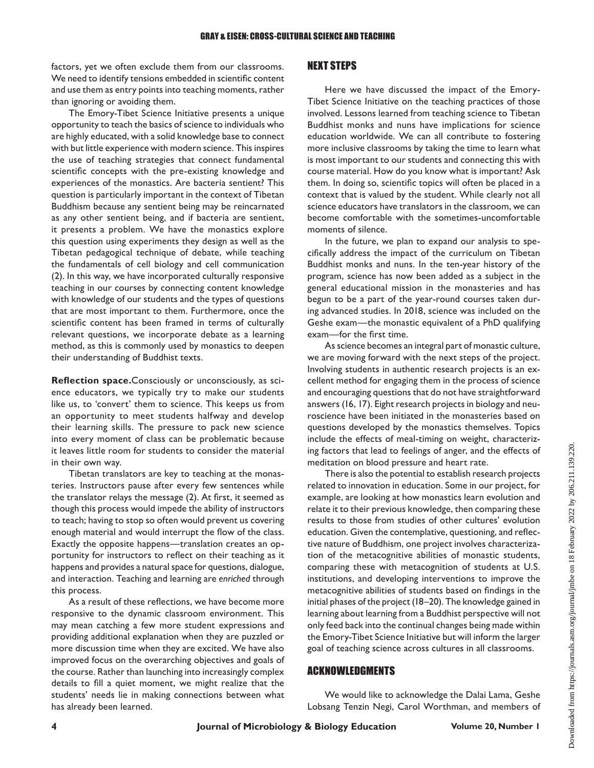factors, yet we often exclude them from our classrooms. We need to identify tensions embedded in scientific content and use them as entry points into teaching moments, rather than ignoring or avoiding them.

The Emory-Tibet Science Initiative presents a unique opportunity to teach the basics of science to individuals who are highly educated, with a solid knowledge base to connect with but little experience with modern science. This inspires the use of teaching strategies that connect fundamental scientific concepts with the pre-existing knowledge and experiences of the monastics. Are bacteria sentient? This question is particularly important in the context of Tibetan Buddhism because any sentient being may be reincarnated as any other sentient being, and if bacteria are sentient, it presents a problem. We have the monastics explore this question using experiments they design as well as the Tibetan pedagogical technique of debate, while teaching the fundamentals of cell biology and cell communication (2). In this way, we have incorporated culturally responsive teaching in our courses by connecting content knowledge with knowledge of our students and the types of questions that are most important to them. Furthermore, once the scientific content has been framed in terms of culturally relevant questions, we incorporate debate as a learning method, as this is commonly used by monastics to deepen their understanding of Buddhist texts.

**Reflection space.** Consciously or unconsciously, as science educators, we typically try to make our students like us, to 'convert' them to science. This keeps us from an opportunity to meet students halfway and develop their learning skills. The pressure to pack new science into every moment of class can be problematic because it leaves little room for students to consider the material in their own way.

Tibetan translators are key to teaching at the monasteries. Instructors pause after every few sentences while the translator relays the message (2). At first, it seemed as though this process would impede the ability of instructors to teach; having to stop so often would prevent us covering enough material and would interrupt the flow of the class. Exactly the opposite happens—translation creates an opportunity for instructors to reflect on their teaching as it happens and provides a natural space for questions, dialogue, and interaction. Teaching and learning are *enriched* through this process.

As a result of these reflections, we have become more responsive to the dynamic classroom environment. This may mean catching a few more student expressions and providing additional explanation when they are puzzled or more discussion time when they are excited. We have also improved focus on the overarching objectives and goals of the course. Rather than launching into increasingly complex details to fill a quiet moment, we might realize that the students' needs lie in making connections between what has already been learned.

## NEXT STEPS

Here we have discussed the impact of the Emory-Tibet Science Initiative on the teaching practices of those involved. Lessons learned from teaching science to Tibetan Buddhist monks and nuns have implications for science education worldwide. We can all contribute to fostering more inclusive classrooms by taking the time to learn what is most important to our students and connecting this with course material. How do you know what is important? Ask them. In doing so, scientific topics will often be placed in a context that is valued by the student. While clearly not all science educators have translators in the classroom, we can become comfortable with the sometimes-uncomfortable moments of silence.

In the future, we plan to expand our analysis to specifically address the impact of the curriculum on Tibetan Buddhist monks and nuns. In the ten-year history of the program, science has now been added as a subject in the general educational mission in the monasteries and has begun to be a part of the year-round courses taken during advanced studies. In 2018, science was included on the Geshe exam—the monastic equivalent of a PhD qualifying exam—for the first time.

As science becomes an integral part of monastic culture, we are moving forward with the next steps of the project. Involving students in authentic research projects is an excellent method for engaging them in the process of science and encouraging questions that do not have straightforward answers (16, 17). Eight research projects in biology and neuroscience have been initiated in the monasteries based on questions developed by the monastics themselves. Topics include the effects of meal-timing on weight, characterizing factors that lead to feelings of anger, and the effects of meditation on blood pressure and heart rate.

There is also the potential to establish research projects related to innovation in education. Some in our project, for example, are looking at how monastics learn evolution and relate it to their previous knowledge, then comparing these results to those from studies of other cultures' evolution education. Given the contemplative, questioning, and reflective nature of Buddhism, one project involves characterization of the metacognitive abilities of monastic students, comparing these with metacognition of students at U.S. institutions, and developing interventions to improve the metacognitive abilities of students based on findings in the initial phases of the project (18–20). The knowledge gained in learning about learning from a Buddhist perspective will not only feed back into the continual changes being made within the Emory-Tibet Science Initiative but will inform the larger goal of teaching science across cultures in all classrooms.

## ACKNOWLEDGMENTS

We would like to acknowledge the Dalai Lama, Geshe Lobsang Tenzin Negi, Carol Worthman, and members of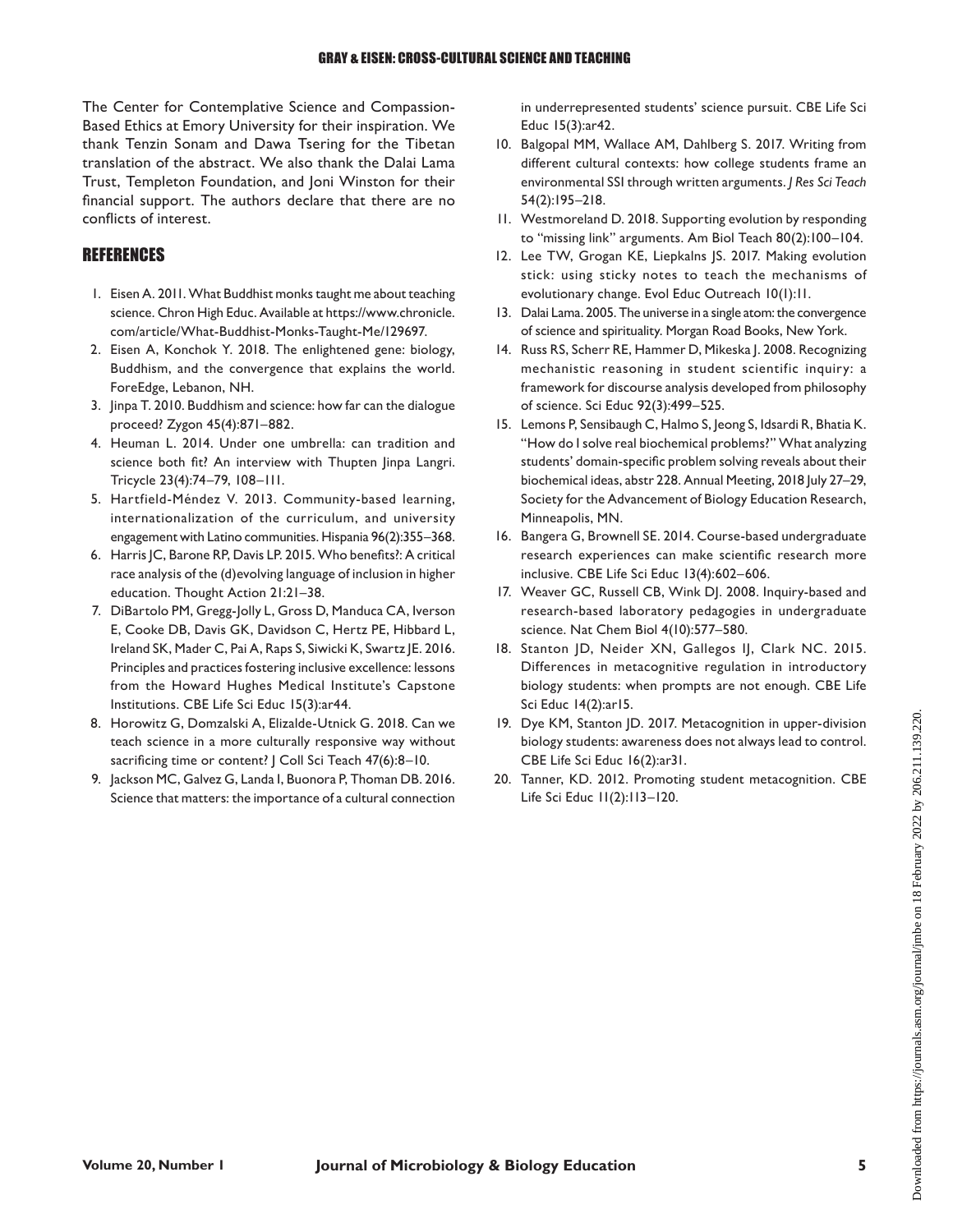The Center for Contemplative Science and Compassion-Based Ethics at Emory University for their inspiration. We thank Tenzin Sonam and Dawa Tsering for the Tibetan translation of the abstract. We also thank the Dalai Lama Trust, Templeton Foundation, and Joni Winston for their financial support. The authors declare that there are no conflicts of interest.

## REFERENCES

1. Eisen A. 2011. What Buddhist monks taught me about teaching science. Chron High Educ. Available at https://www.chronicle.com/article/What-Buddhist-Monks-Taught-Me/129697.
2. Eisen A, Konchok Y. 2018. The enlightened gene: biology, Buddhism, and the convergence that explains the world. ForeEdge, Lebanon, NH.
3. Jinpa T. 2010. Buddhism and science: how far can the dialogue proceed? Zygon 45(4):871–882.
4. Heuman L. 2014. Under one umbrella: can tradition and science both fit? An interview with Thupten Jinpa Langri. Tricycle 23(4):74–79, 108–111.
5. Hartfield-Méndez V. 2013. Community-based learning, internationalization of the curriculum, and university engagement with Latino communities. Hispania 96(2):355–368.
6. Harris JC, Barone RP, Davis LP. 2015. Who benefits?: A critical race analysis of the (d)evolving language of inclusion in higher education. Thought Action 21:21–38.
7. DiBartolo PM, Gregg-Jolly L, Gross D, Manduca CA, Iverson E, Cooke DB, Davis GK, Davidson C, Hertz PE, Hibbard L, Ireland SK, Mader C, Pai A, Raps S, Siwicki K, Swartz JE. 2016. Principles and practices fostering inclusive excellence: lessons from the Howard Hughes Medical Institute's Capstone Institutions. CBE Life Sci Educ 15(3):ar44.
8. Horowitz G, Domzalski A, Elizalde-Utnick G. 2018. Can we teach science in a more culturally responsive way without sacrificing time or content? J Coll Sci Teach 47(6):8–10.
9. Jackson MC, Galvez G, Landa I, Buonora P, Thoman DB. 2016. Science that matters: the importance of a cultural connection in underrepresented students' science pursuit. CBE Life Sci Educ 15(3):ar42.
10. Balgopal MM, Wallace AM, Dahlberg S. 2017. Writing from different cultural contexts: how college students frame an environmental SSI through written arguments. *J Res Sci Teach* 54(2):195–218.
11. Westmoreland D. 2018. Supporting evolution by responding to "missing link" arguments. Am Biol Teach 80(2):100–104.
12. Lee TW, Grogan KE, Liepkalns JS. 2017. Making evolution stick: using sticky notes to teach the mechanisms of evolutionary change. Evol Educ Outreach 10(1):11.
13. Dalai Lama. 2005. The universe in a single atom: the convergence of science and spirituality. Morgan Road Books, New York.
14. Russ RS, Scherr RE, Hammer D, Mikeska J. 2008. Recognizing mechanistic reasoning in student scientific inquiry: a framework for discourse analysis developed from philosophy of science. Sci Educ 92(3):499–525.
15. Lemons P, Sensibaugh C, Halmo S, Jeong S, Idsardi R, Bhatia K. "How do I solve real biochemical problems?" What analyzing students' domain-specific problem solving reveals about their biochemical ideas, abstr 228. Annual Meeting, 2018 July 27–29, Society for the Advancement of Biology Education Research, Minneapolis, MN.
16. Bangera G, Brownell SE. 2014. Course-based undergraduate research experiences can make scientific research more inclusive. CBE Life Sci Educ 13(4):602–606.
17. Weaver GC, Russell CB, Wink DJ. 2008. Inquiry-based and research-based laboratory pedagogies in undergraduate science. Nat Chem Biol 4(10):577–580.
18. Stanton JD, Neider XN, Gallegos IJ, Clark NC. 2015. Differences in metacognitive regulation in introductory biology students: when prompts are not enough. CBE Life Sci Educ 14(2):ar15.
19. Dye KM, Stanton JD. 2017. Metacognition in upper-division biology students: awareness does not always lead to control. CBE Life Sci Educ 16(2):ar31.
20. Tanner, KD. 2012. Promoting student metacognition. CBE Life Sci Educ 11(2):113–120.